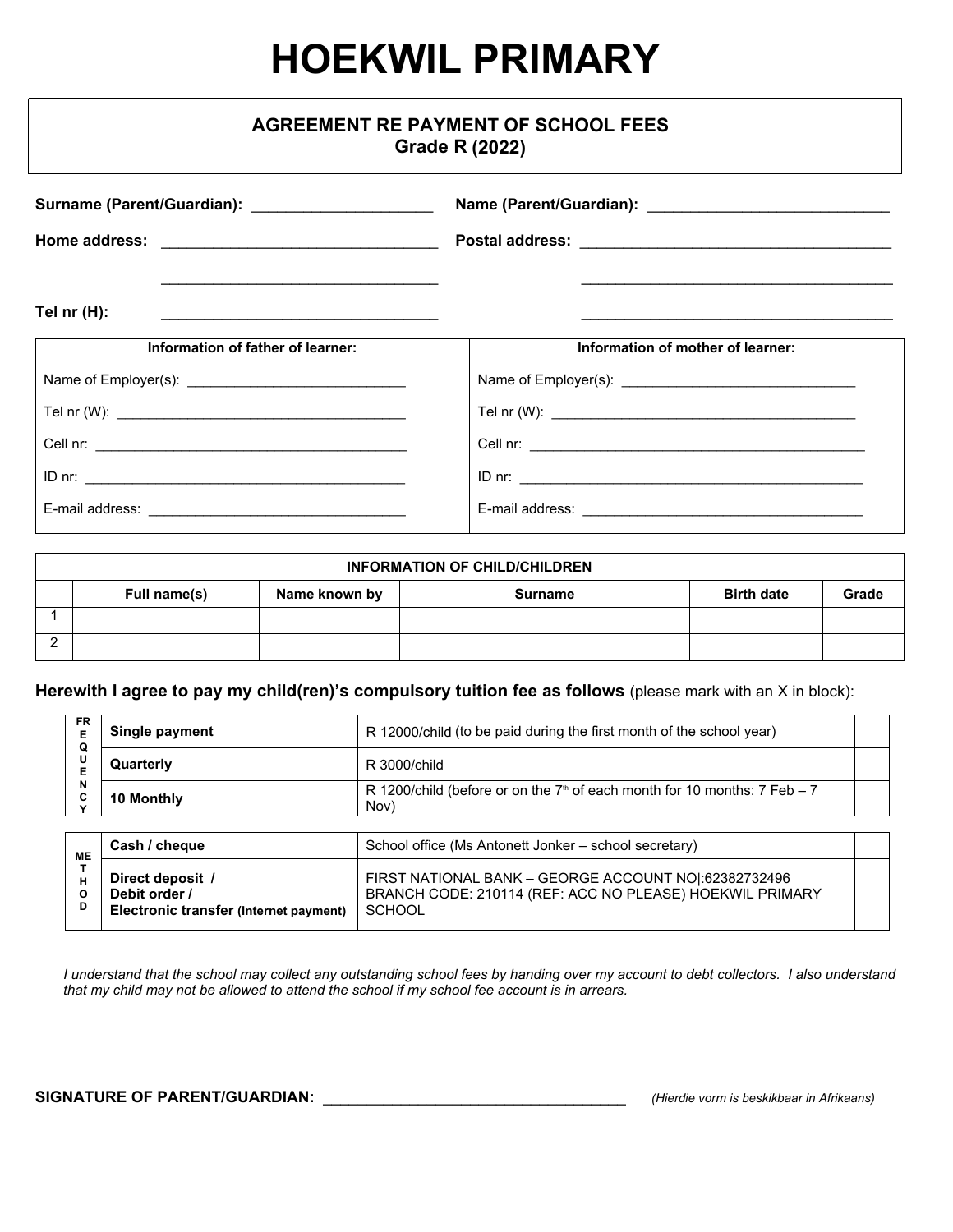# HOEKWIL PRIMARY

## AGREEMENT RE PAYMENT OF SCHOOL FEES
## Grade R (2022)

**Surname (Parent/Guardian):** ______________________ **Name (Parent/Guardian):** ______________________________

**Home address:** __________________________________ **Postal address:** ______________________________________

__________________________________ ______________________________________

**Tel nr (H):** __________________________________ ______________________________________

| Information of father of learner: | Information of mother of learner: |
|---|---|
| Name of Employer(s): ____________________________ | Name of Employer(s): ______________________________ |
| Tel nr (W): ______________________________________ | Tel nr (W): ________________________________________ |
| Cell nr: _________________________________________ | Cell nr: ______________________________________________ |
| ID nr: __________________________________________ | ID nr: _______________________________________________ |
| E-mail address: _________________________________ | E-mail address: ______________________________________ |

| INFORMATION OF CHILD/CHILDREN | | | | | |
|---|---|---|---|---|---|
| | **Full name(s)** | **Name known by** | **Surname** | **Birth date** | **Grade** |
| 1 | | | | | |
| 2 | | | | | |

**Herewith I agree to pay my child(ren)'s compulsory tuition fee as follows** (please mark with an X in block):

| | | | |
|---|---|---|---|
| FREQUENCY | **Single payment** | R 12000/child (to be paid during the first month of the school year) | |
| | **Quarterly** | R 3000/child | |
| | **10 Monthly** | R 1200/child (before or on the 7th of each month for 10 months: 7 Feb – 7 Nov) | |

| | | | |
|---|---|---|---|
| METHOD | **Cash / cheque** | School office (Ms Antonett Jonker – school secretary) | |
| | **Direct deposit / Debit order / Electronic transfer** (Internet payment) | FIRST NATIONAL BANK – GEORGE ACCOUNT NO\|:62382732496 BRANCH CODE: 210114 (REF: ACC NO PLEASE) HOEKWIL PRIMARY SCHOOL | |

*I understand that the school may collect any outstanding school fees by handing over my account to debt collectors. I also understand that my child may not be allowed to attend the school if my school fee account is in arrears.*

**SIGNATURE OF PARENT/GUARDIAN:** ____________________________________ *(Hierdie vorm is beskikbaar in Afrikaans)*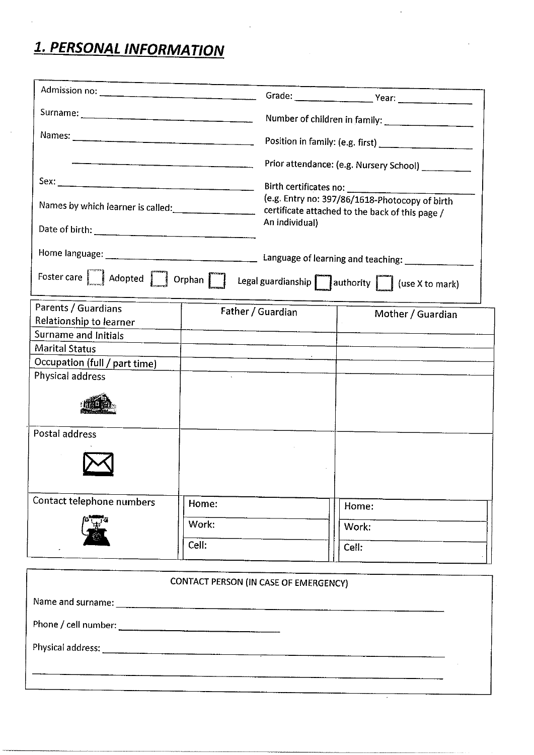# 1. PERSONAL INFORMATION

Admission no: ______________________________ Grade: ______________ Year: ______________

Surname: ______________________________ Number of children in family: ______________

Names: ______________________________ Position in family: (e.g. first) ______________

______________________________ Prior attendance: (e.g. Nursery School) __________

Sex: ______________________________ Birth certificates no: ______________________________
(e.g. Entry no: 397/86/1618-Photocopy of birth certificate attached to the back of this page / An individual)

Names by which learner is called: ______________

Date of birth: ______________________________

Home language: ______________________________ Language of learning and teaching: ______________

Foster care [ ] Adopted [ ] Orphan [ ] Legal guardianship [ ] authority [ ] (use X to mark)

| Parents / Guardians Relationship to learner | Father / Guardian | Mother / Guardian |
|---|---|---|
| Surname and Initials | | |
| Marital Status | | |
| Occupation (full / part time) | | |
| Physical address | | |
| Postal address | | |
| Contact telephone numbers | Home: | Home: |
| | Work: | Work: |
| | Cell: | Cell: |

**CONTACT PERSON (IN CASE OF EMERGENCY)**

Name and surname: ______________________________________________

Phone / cell number: ______________________________

Physical address: ______________________________________________

______________________________________________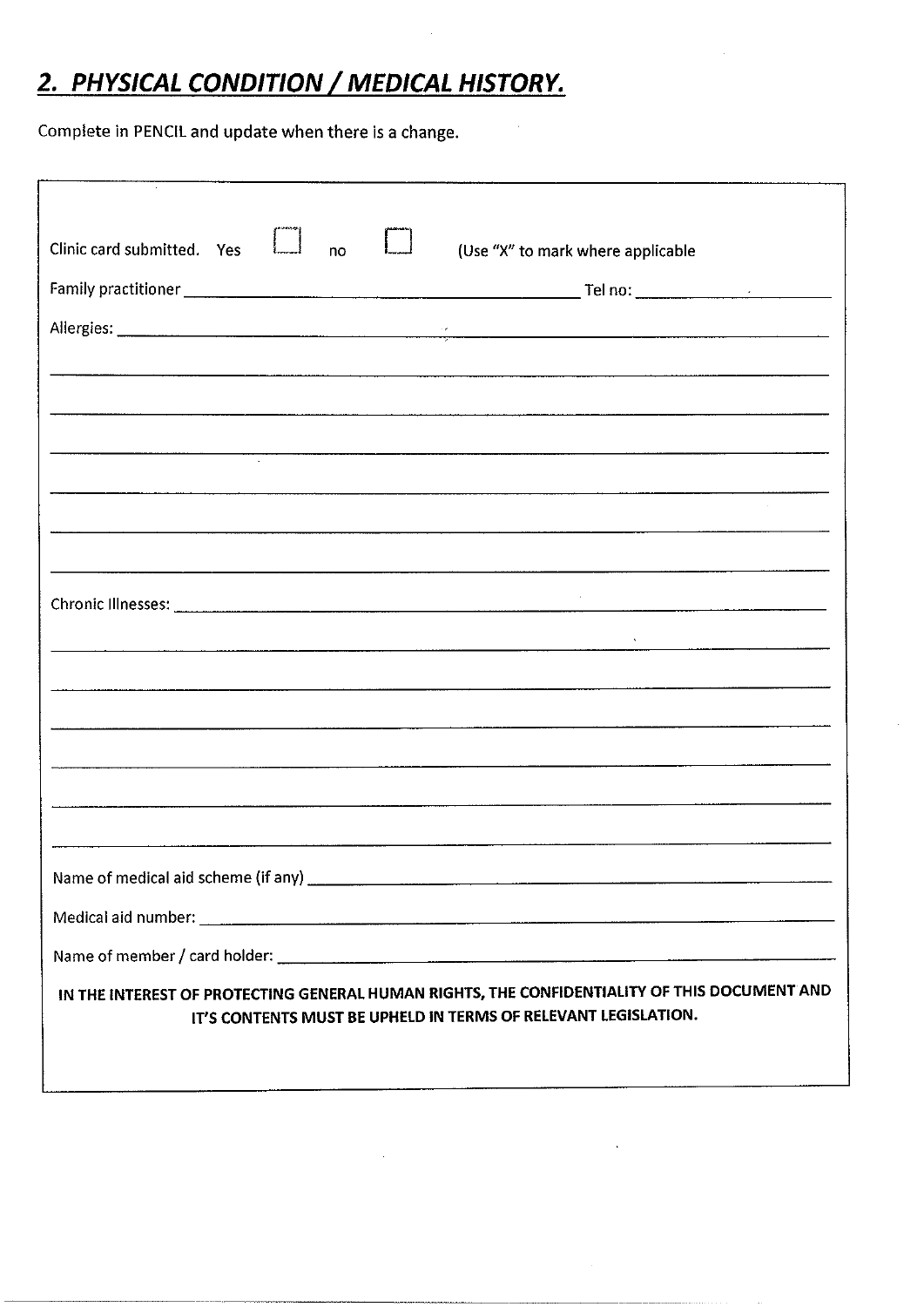## 2. PHYSICAL CONDITION / MEDICAL HISTORY.

Complete in PENCIL and update when there is a change.

Clinic card submitted. Yes ☐ no ☐ (Use "X" to mark where applicable

Family practitioner ______________________________ Tel no: ______________

Allergies: ______________________________________________

______________________________________________

______________________________________________

______________________________________________

______________________________________________

______________________________________________

______________________________________________

Chronic Illnesses: ______________________________________________

______________________________________________

______________________________________________

______________________________________________

______________________________________________

______________________________________________

______________________________________________

Name of medical aid scheme (if any) ______________________________________________

Medical aid number: ______________________________________________

Name of member / card holder: ______________________________________________

**IN THE INTEREST OF PROTECTING GENERAL HUMAN RIGHTS, THE CONFIDENTIALITY OF THIS DOCUMENT AND IT'S CONTENTS MUST BE UPHELD IN TERMS OF RELEVANT LEGISLATION.**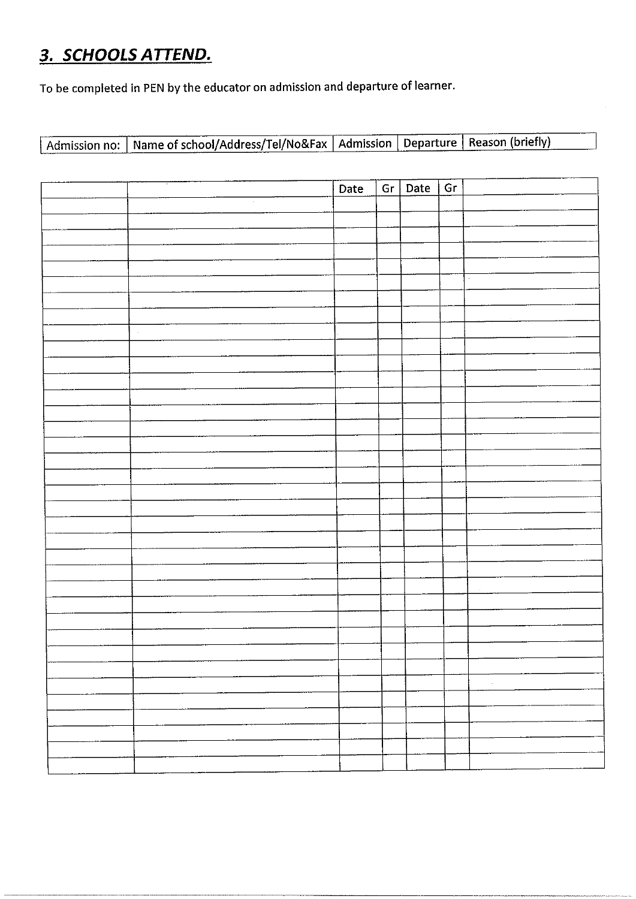## 3. SCHOOLS ATTEND.

To be completed in PEN by the educator on admission and departure of learner.

| Admission no: | Name of school/Address/Tel/No&Fax | Admission | | Departure | | Reason (briefly) |
|---|---|---|---|---|---|---|
| | | Date | Gr | Date | Gr | |
| | | | | | | |
| | | | | | | |
| | | | | | | |
| | | | | | | |
| | | | | | | |
| | | | | | | |
| | | | | | | |
| | | | | | | |
| | | | | | | |
| | | | | | | |
| | | | | | | |
| | | | | | | |
| | | | | | | |
| | | | | | | |
| | | | | | | |
| | | | | | | |
| | | | | | | |
| | | | | | | |
| | | | | | | |
| | | | | | | |
| | | | | | | |
| | | | | | | |
| | | | | | | |
| | | | | | | |
| | | | | | | |
| | | | | | | |
| | | | | | | |
| | | | | | | |
| | | | | | | |
| | | | | | | |
| | | | | | | |
| | | | | | | |
| | | | | | | |
| | | | | | | |
| | | | | | | |